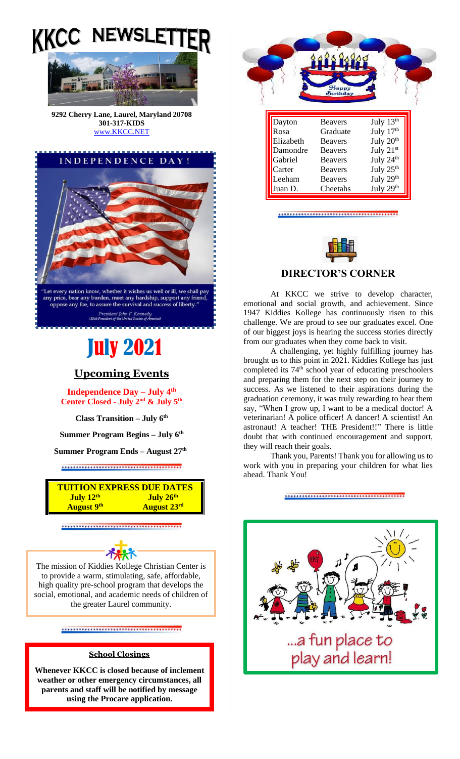# KKCC NEWSLETTER

**9292 Cherry Lane, Laurel, Maryland 20708**
**301-317-KIDS**
www.KKCC.NET

## INDEPENDENCE DAY!

"Let every nation know, whether it wishes us well or ill, we shall pay any price, bear any burden, meet any hardship, support any friend, oppose any foe, to assure the survival and success of liberty."

President John F. Kennedy
(35th President of the United States of America)

# July 2021

## Upcoming Events

**Independence Day – July 4th**
**Center Closed - July 2nd & July 5th**

**Class Transition – July 6th**

**Summer Program Begins – July 6th**

**Summer Program Ends – August 27th**

| TUITION EXPRESS DUE DATES | |
|---|---|
| **July 12th** | **July 26th** |
| **August 9th** | **August 23rd** |

The mission of Kiddies Kollege Christian Center is to provide a warm, stimulating, safe, affordable, high quality pre-school program that develops the social, emotional, and academic needs of children of the greater Laurel community.

**School Closings**

**Whenever KKCC is closed because of inclement weather or other emergency circumstances, all parents and staff will be notified by message using the Procare application.**

Happy Birthday

| Name | Class | Date |
|---|---|---|
| Dayton | Beavers | July 13th |
| Rosa | Graduate | July 17th |
| Elizabeth | Beavers | July 20th |
| Damondre | Beavers | July 21st |
| Gabriel | Beavers | July 24th |
| Carter | Beavers | July 25th |
| Leeham | Beavers | July 29th |
| Juan D. | Cheetahs | July 29th |

## DIRECTOR'S CORNER

At KKCC we strive to develop character, emotional and social growth, and achievement. Since 1947 Kiddies Kollege has continuously risen to this challenge. We are proud to see our graduates excel. One of our biggest joys is hearing the success stories directly from our graduates when they come back to visit.

A challenging, yet highly fulfilling journey has brought us to this point in 2021. Kiddies Kollege has just completed its 74th school year of educating preschoolers and preparing them for the next step on their journey to success. As we listened to their aspirations during the graduation ceremony, it was truly rewarding to hear them say, "When I grow up, I want to be a medical doctor! A veterinarian! A police officer! A dancer! A scientist! An astronaut! A teacher! THE President!!" There is little doubt that with continued encouragement and support, they will reach their goals.

Thank you, Parents! Thank you for allowing us to work with you in preparing your children for what lies ahead. Thank You!

...a fun place to play and learn!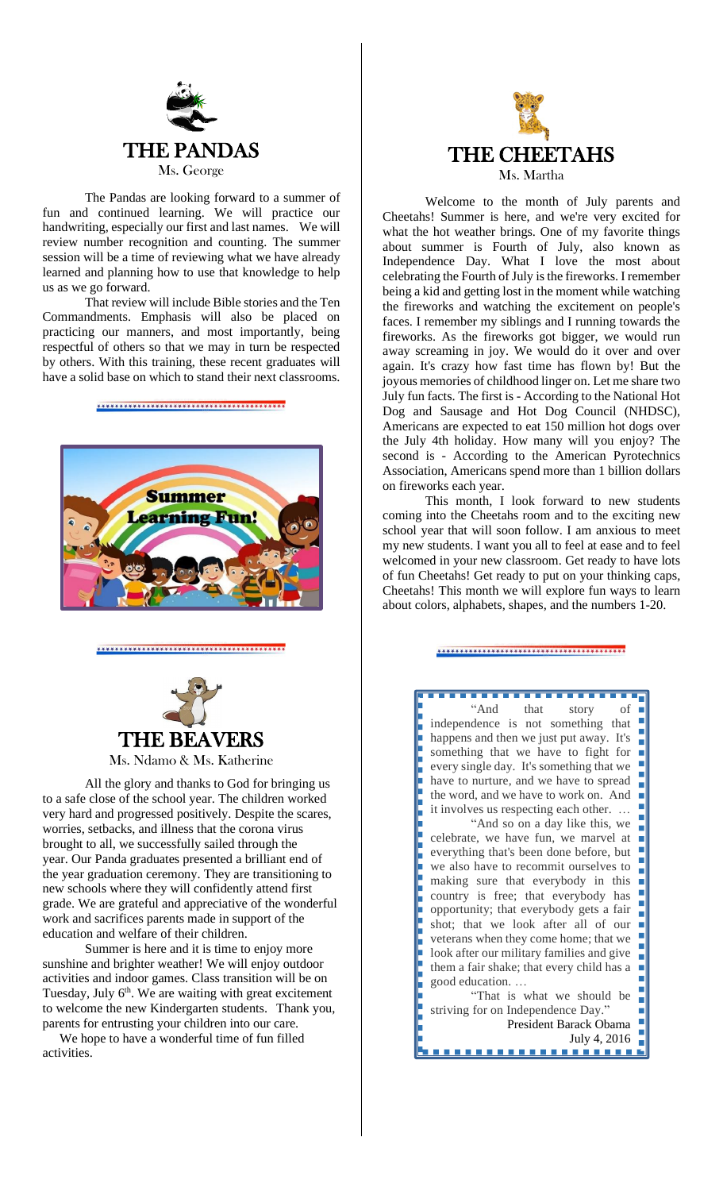# THE PANDAS

Ms. George

The Pandas are looking forward to a summer of fun and continued learning. We will practice our handwriting, especially our first and last names. We will review number recognition and counting. The summer session will be a time of reviewing what we have already learned and planning how to use that knowledge to help us as we go forward.

That review will include Bible stories and the Ten Commandments. Emphasis will also be placed on practicing our manners, and most importantly, being respectful of others so that we may in turn be respected by others. With this training, these recent graduates will have a solid base on which to stand their next classrooms.

Summer Learning Fun!

# THE BEAVERS

Ms. Ndamo & Ms. Katherine

All the glory and thanks to God for bringing us to a safe close of the school year. The children worked very hard and progressed positively. Despite the scares, worries, setbacks, and illness that the corona virus brought to all, we successfully sailed through the year. Our Panda graduates presented a brilliant end of the year graduation ceremony. They are transitioning to new schools where they will confidently attend first grade. We are grateful and appreciative of the wonderful work and sacrifices parents made in support of the education and welfare of their children.

Summer is here and it is time to enjoy more sunshine and brighter weather! We will enjoy outdoor activities and indoor games. Class transition will be on Tuesday, July 6th. We are waiting with great excitement to welcome the new Kindergarten students. Thank you, parents for entrusting your children into our care.

We hope to have a wonderful time of fun filled activities.

# THE CHEETAHS

Ms. Martha

Welcome to the month of July parents and Cheetahs! Summer is here, and we're very excited for what the hot weather brings. One of my favorite things about summer is Fourth of July, also known as Independence Day. What I love the most about celebrating the Fourth of July is the fireworks. I remember being a kid and getting lost in the moment while watching the fireworks and watching the excitement on people's faces. I remember my siblings and I running towards the fireworks. As the fireworks got bigger, we would run away screaming in joy. We would do it over and over again. It's crazy how fast time has flown by! But the joyous memories of childhood linger on. Let me share two July fun facts. The first is - According to the National Hot Dog and Sausage and Hot Dog Council (NHDSC), Americans are expected to eat 150 million hot dogs over the July 4th holiday. How many will you enjoy? The second is - According to the American Pyrotechnics Association, Americans spend more than 1 billion dollars on fireworks each year.

This month, I look forward to new students coming into the Cheetahs room and to the exciting new school year that will soon follow. I am anxious to meet my new students. I want you all to feel at ease and to feel welcomed in your new classroom. Get ready to have lots of fun Cheetahs! Get ready to put on your thinking caps, Cheetahs! This month we will explore fun ways to learn about colors, alphabets, shapes, and the numbers 1-20.

"And that story of independence is not something that happens and then we just put away. It's something that we have to fight for every single day. It's something that we have to nurture, and we have to spread the word, and we have to work on. And it involves us respecting each other. …

"And so on a day like this, we celebrate, we have fun, we marvel at everything that's been done before, but we also have to recommit ourselves to making sure that everybody in this country is free; that everybody has opportunity; that everybody gets a fair shot; that we look after all of our veterans when they come home; that we look after our military families and give them a fair shake; that every child has a good education. …

"That is what we should be striving for on Independence Day."

President Barack Obama
July 4, 2016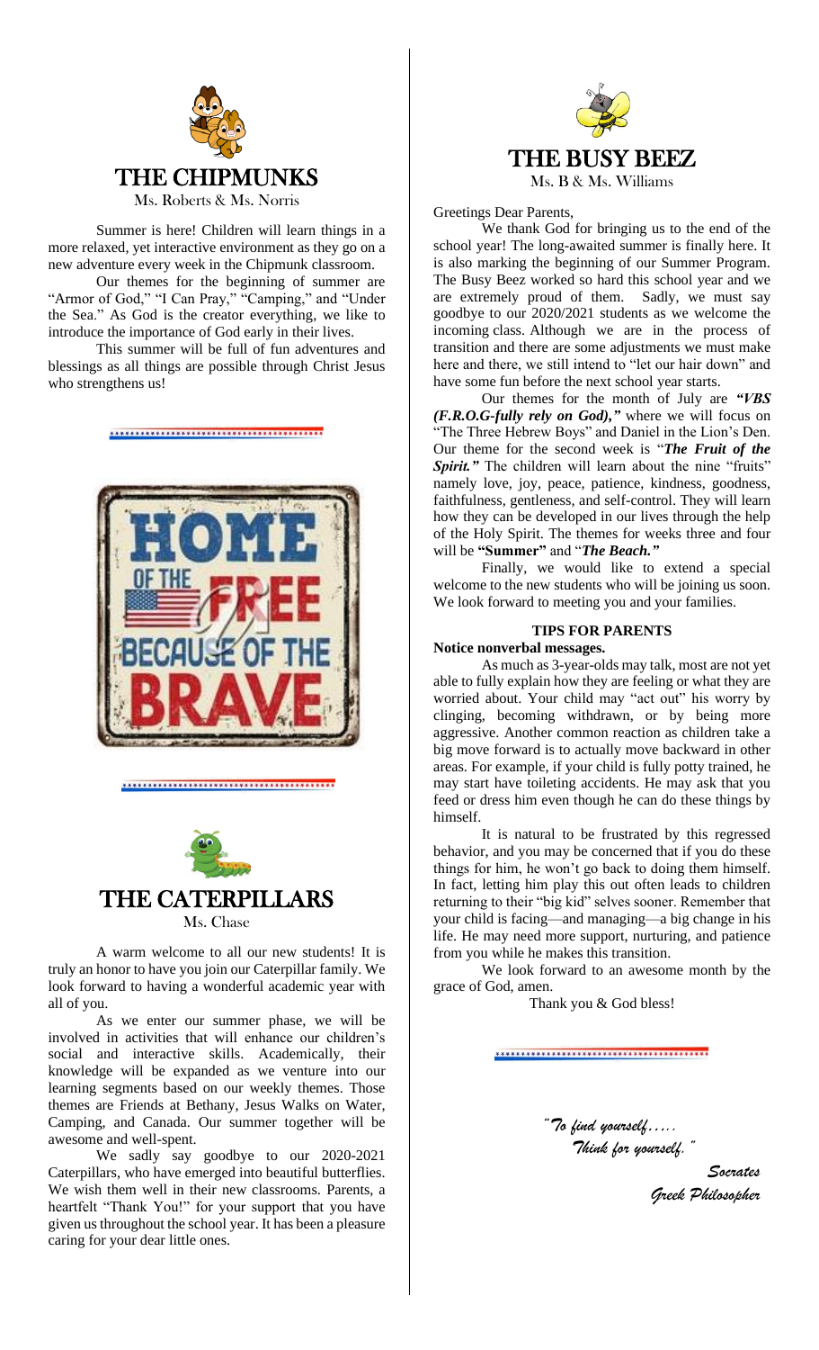## THE CHIPMUNKS

Ms. Roberts & Ms. Norris

Summer is here! Children will learn things in a more relaxed, yet interactive environment as they go on a new adventure every week in the Chipmunk classroom.

Our themes for the beginning of summer are "Armor of God," "I Can Pray," "Camping," and "Under the Sea." As God is the creator everything, we like to introduce the importance of God early in their lives.

This summer will be full of fun adventures and blessings as all things are possible through Christ Jesus who strengthens us!

HOME OF THE FREE BECAUSE OF THE BRAVE

## THE CATERPILLARS

Ms. Chase

A warm welcome to all our new students! It is truly an honor to have you join our Caterpillar family. We look forward to having a wonderful academic year with all of you.

As we enter our summer phase, we will be involved in activities that will enhance our children's social and interactive skills. Academically, their knowledge will be expanded as we venture into our learning segments based on our weekly themes. Those themes are Friends at Bethany, Jesus Walks on Water, Camping, and Canada. Our summer together will be awesome and well-spent.

We sadly say goodbye to our 2020-2021 Caterpillars, who have emerged into beautiful butterflies. We wish them well in their new classrooms. Parents, a heartfelt "Thank You!" for your support that you have given us throughout the school year. It has been a pleasure caring for your dear little ones.

## THE BUSY BEEZ

Ms. B & Ms. Williams

Greetings Dear Parents,

We thank God for bringing us to the end of the school year! The long-awaited summer is finally here. It is also marking the beginning of our Summer Program. The Busy Beez worked so hard this school year and we are extremely proud of them. Sadly, we must say goodbye to our 2020/2021 students as we welcome the incoming class. Although we are in the process of transition and there are some adjustments we must make here and there, we still intend to "let our hair down" and have some fun before the next school year starts.

Our themes for the month of July are ***"VBS (F.R.O.G-fully rely on God),"*** where we will focus on "The Three Hebrew Boys" and Daniel in the Lion's Den. Our theme for the second week is "***The Fruit of the Spirit."*** The children will learn about the nine "fruits" namely love, joy, peace, patience, kindness, goodness, faithfulness, gentleness, and self-control. They will learn how they can be developed in our lives through the help of the Holy Spirit. The themes for weeks three and four will be **"Summer"** and "***The Beach."***

Finally, we would like to extend a special welcome to the new students who will be joining us soon. We look forward to meeting you and your families.

### TIPS FOR PARENTS

**Notice nonverbal messages.**

As much as 3-year-olds may talk, most are not yet able to fully explain how they are feeling or what they are worried about. Your child may "act out" his worry by clinging, becoming withdrawn, or by being more aggressive. Another common reaction as children take a big move forward is to actually move backward in other areas. For example, if your child is fully potty trained, he may start have toileting accidents. He may ask that you feed or dress him even though he can do these things by himself.

It is natural to be frustrated by this regressed behavior, and you may be concerned that if you do these things for him, he won't go back to doing them himself. In fact, letting him play this out often leads to children returning to their "big kid" selves sooner. Remember that your child is facing—and managing—a big change in his life. He may need more support, nurturing, and patience from you while he makes this transition.

We look forward to an awesome month by the grace of God, amen.

Thank you & God bless!

*"To find yourself…..*
*Think for yourself."*

*Socrates*
*Greek Philosopher*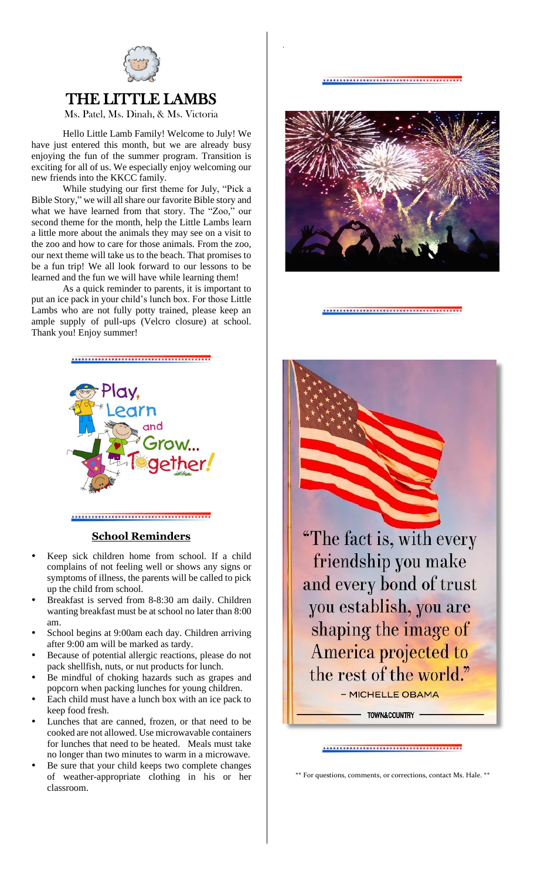# THE LITTLE LAMBS

Ms. Patel, Ms. Dinah, & Ms. Victoria

Hello Little Lamb Family! Welcome to July! We have just entered this month, but we are already busy enjoying the fun of the summer program. Transition is exciting for all of us. We especially enjoy welcoming our new friends into the KKCC family.

While studying our first theme for July, "Pick a Bible Story," we will all share our favorite Bible story and what we have learned from that story. The "Zoo," our second theme for the month, help the Little Lambs learn a little more about the animals they may see on a visit to the zoo and how to care for those animals. From the zoo, our next theme will take us to the beach. That promises to be a fun trip! We all look forward to our lessons to be learned and the fun we will have while learning them!

As a quick reminder to parents, it is important to put an ice pack in your child's lunch box. For those Little Lambs who are not fully potty trained, please keep an ample supply of pull-ups (Velcro closure) at school. Thank you! Enjoy summer!

Play, Learn and Grow... Together!

## School Reminders

- Keep sick children home from school. If a child complains of not feeling well or shows any signs or symptoms of illness, the parents will be called to pick up the child from school.
- Breakfast is served from 8-8:30 am daily. Children wanting breakfast must be at school no later than 8:00 am.
- School begins at 9:00am each day. Children arriving after 9:00 am will be marked as tardy.
- Because of potential allergic reactions, please do not pack shellfish, nuts, or nut products for lunch.
- Be mindful of choking hazards such as grapes and popcorn when packing lunches for young children.
- Each child must have a lunch box with an ice pack to keep food fresh.
- Lunches that are canned, frozen, or that need to be cooked are not allowed. Use microwavable containers for lunches that need to be heated. Meals must take no longer than two minutes to warm in a microwave.
- Be sure that your child keeps two complete changes of weather-appropriate clothing in his or her classroom.

"The fact is, with every friendship you make and every bond of trust you establish, you are shaping the image of America projected to the rest of the world."

– MICHELLE OBAMA

TOWN&COUNTRY

** For questions, comments, or corrections, contact Ms. Hale. **